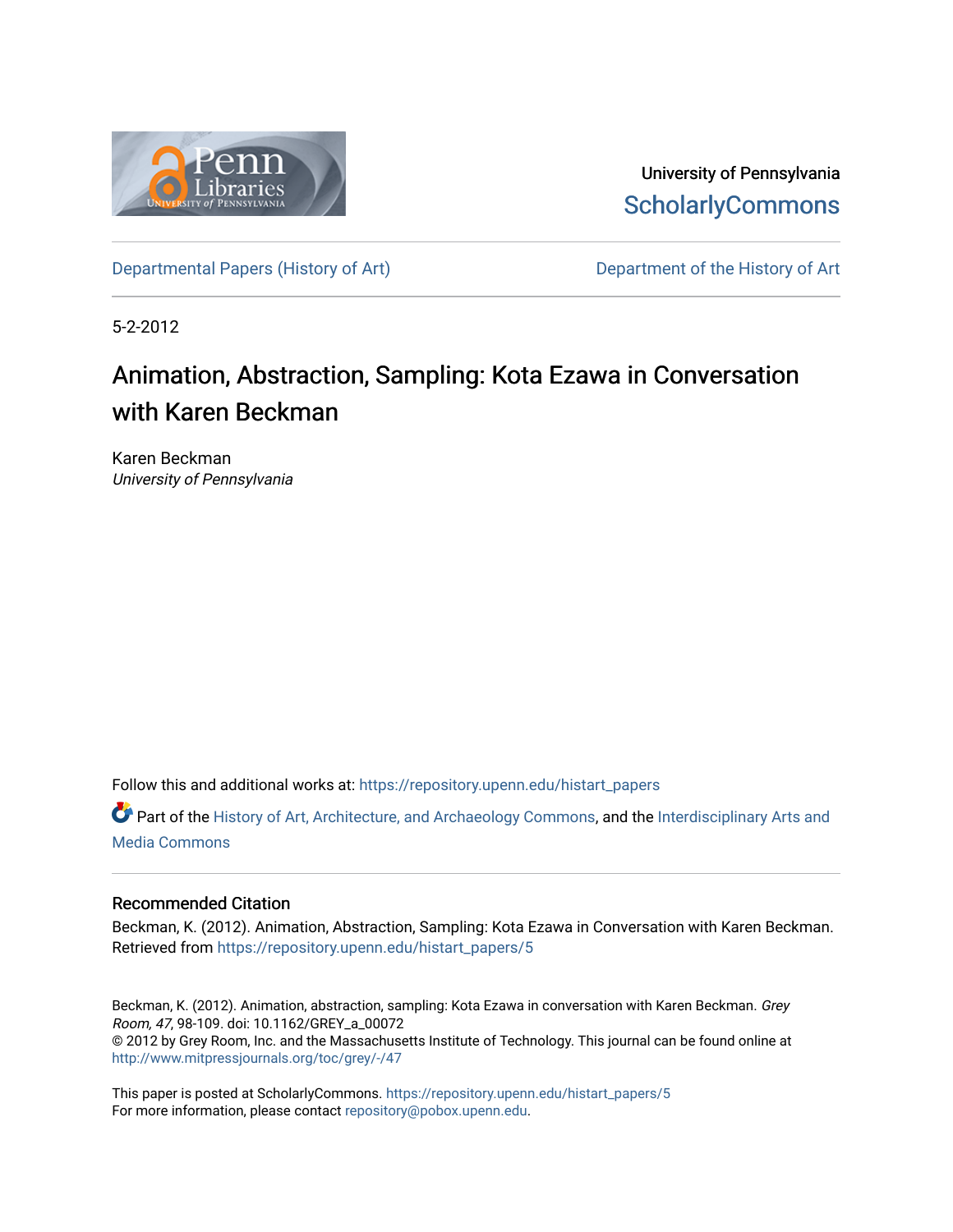University of Pennsylvania
ScholarlyCommons

Departmental Papers (History of Art) | Department of the History of Art

5-2-2012

# Animation, Abstraction, Sampling: Kota Ezawa in Conversation with Karen Beckman

Karen Beckman
*University of Pennsylvania*

Follow this and additional works at: https://repository.upenn.edu/histart_papers

Part of the History of Art, Architecture, and Archaeology Commons, and the Interdisciplinary Arts and Media Commons

## Recommended Citation

Beckman, K. (2012). Animation, Abstraction, Sampling: Kota Ezawa in Conversation with Karen Beckman. Retrieved from https://repository.upenn.edu/histart_papers/5

Beckman, K. (2012). Animation, abstraction, sampling: Kota Ezawa in conversation with Karen Beckman. *Grey Room, 47*, 98-109. doi: 10.1162/GREY_a_00072
© 2012 by Grey Room, Inc. and the Massachusetts Institute of Technology. This journal can be found online at http://www.mitpressjournals.org/toc/grey/-/47

This paper is posted at ScholarlyCommons. https://repository.upenn.edu/histart_papers/5
For more information, please contact repository@pobox.upenn.edu.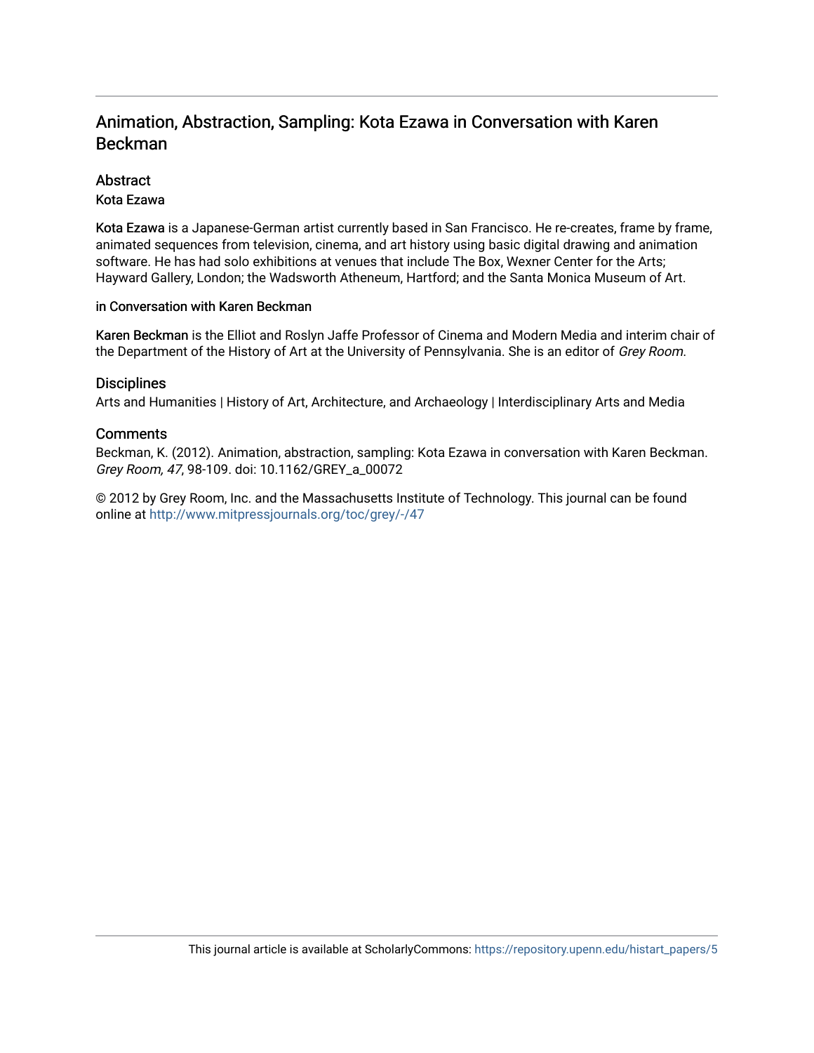## Animation, Abstraction, Sampling: Kota Ezawa in Conversation with Karen Beckman

### Abstract

Kota Ezawa

Kota Ezawa is a Japanese-German artist currently based in San Francisco. He re-creates, frame by frame, animated sequences from television, cinema, and art history using basic digital drawing and animation software. He has had solo exhibitions at venues that include The Box, Wexner Center for the Arts; Hayward Gallery, London; the Wadsworth Atheneum, Hartford; and the Santa Monica Museum of Art.

in Conversation with Karen Beckman

Karen Beckman is the Elliot and Roslyn Jaffe Professor of Cinema and Modern Media and interim chair of the Department of the History of Art at the University of Pennsylvania. She is an editor of *Grey Room.*

### Disciplines

Arts and Humanities | History of Art, Architecture, and Archaeology | Interdisciplinary Arts and Media

### Comments

Beckman, K. (2012). Animation, abstraction, sampling: Kota Ezawa in conversation with Karen Beckman. *Grey Room, 47*, 98-109. doi: 10.1162/GREY_a_00072

© 2012 by Grey Room, Inc. and the Massachusetts Institute of Technology. This journal can be found online at http://www.mitpressjournals.org/toc/grey/-/47

This journal article is available at ScholarlyCommons: https://repository.upenn.edu/histart_papers/5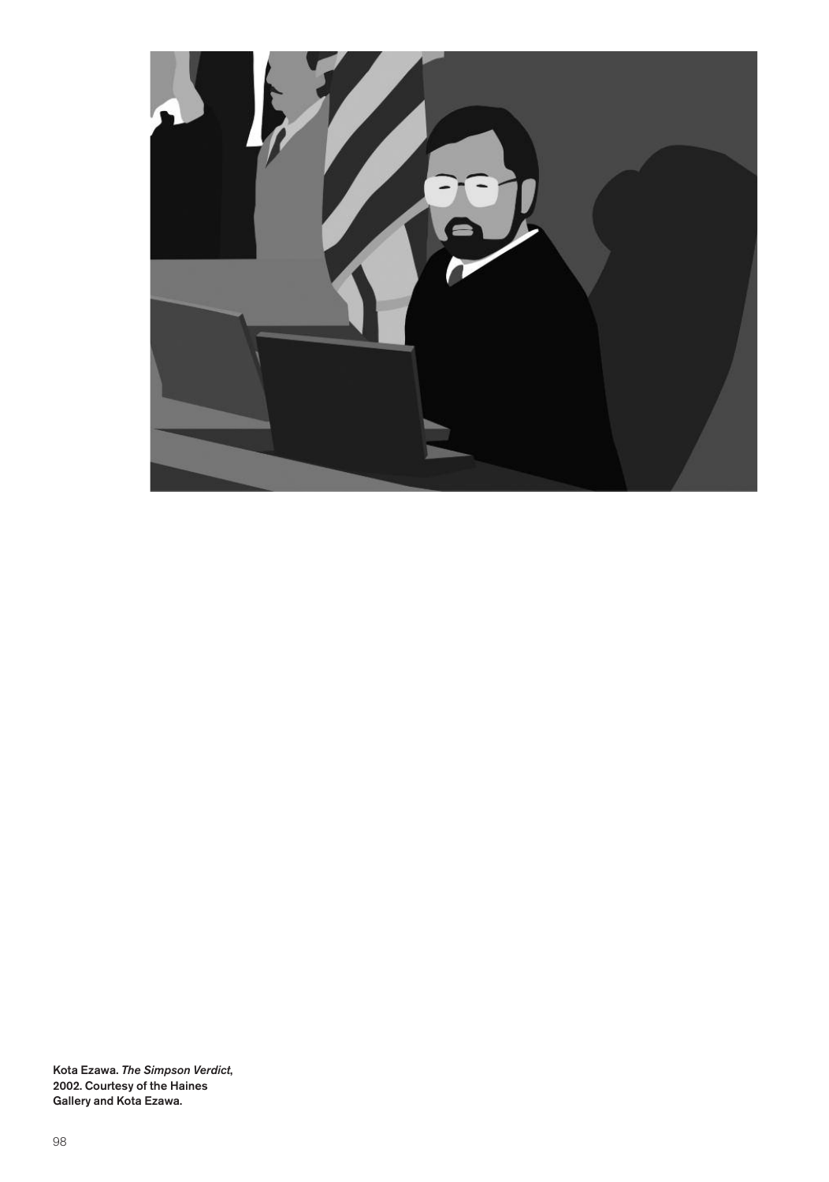Kota Ezawa. *The Simpson Verdict*, 2002. Courtesy of the Haines Gallery and Kota Ezawa.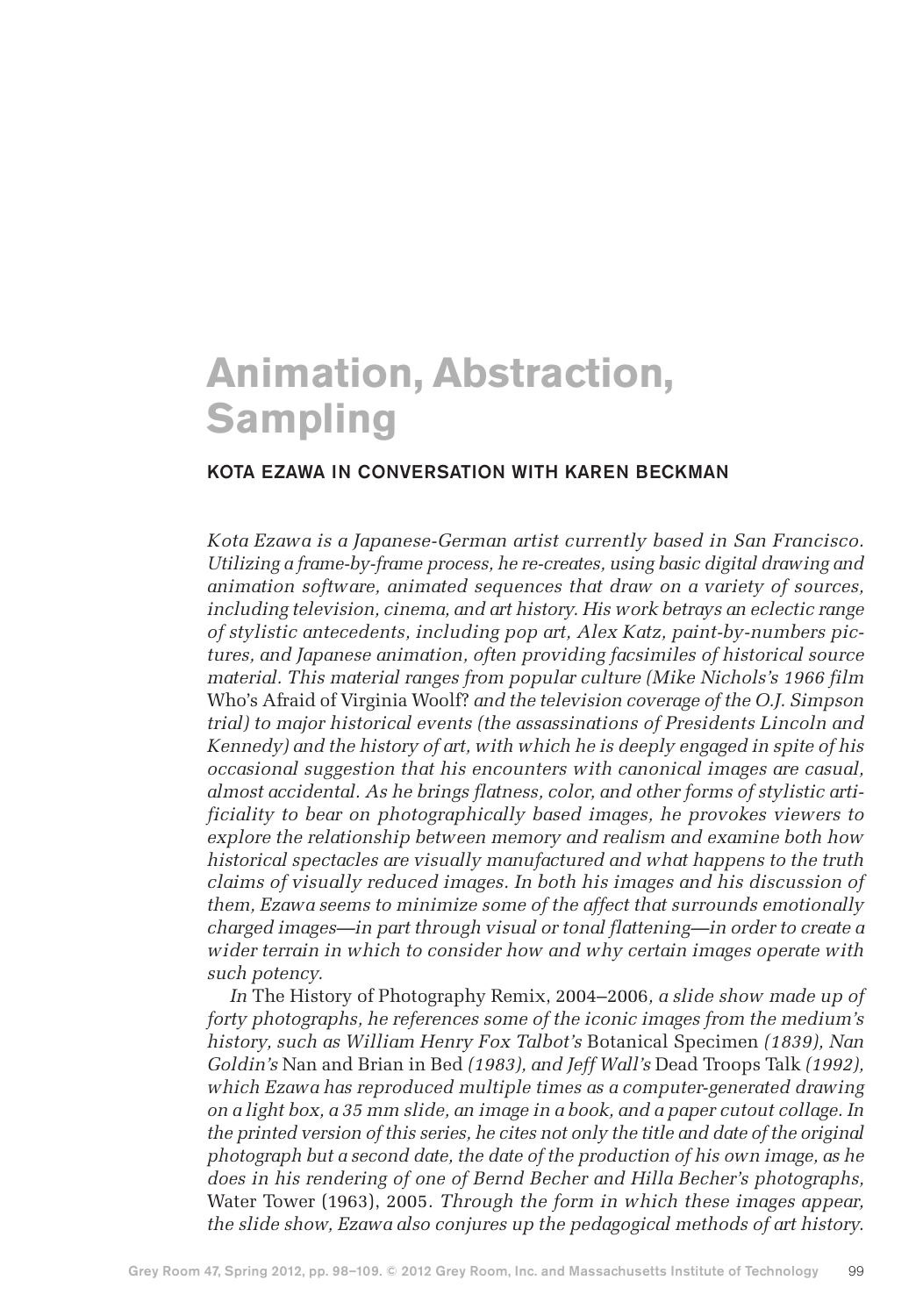# Animation, Abstraction, Sampling

## KOTA EZAWA IN CONVERSATION WITH KAREN BECKMAN

*Kota Ezawa is a Japanese-German artist currently based in San Francisco. Utilizing a frame-by-frame process, he re-creates, using basic digital drawing and animation software, animated sequences that draw on a variety of sources, including television, cinema, and art history. His work betrays an eclectic range of stylistic antecedents, including pop art, Alex Katz, paint-by-numbers pictures, and Japanese animation, often providing facsimiles of historical source material. This material ranges from popular culture (Mike Nichols's 1966 film* Who's Afraid of Virginia Woolf? *and the television coverage of the O.J. Simpson trial) to major historical events (the assassinations of Presidents Lincoln and Kennedy) and the history of art, with which he is deeply engaged in spite of his occasional suggestion that his encounters with canonical images are casual, almost accidental. As he brings flatness, color, and other forms of stylistic artificiality to bear on photographically based images, he provokes viewers to explore the relationship between memory and realism and examine both how historical spectacles are visually manufactured and what happens to the truth claims of visually reduced images. In both his images and his discussion of them, Ezawa seems to minimize some of the affect that surrounds emotionally charged images—in part through visual or tonal flattening—in order to create a wider terrain in which to consider how and why certain images operate with such potency.*

*In* The History of Photography Remix, 2004–2006*, a slide show made up of forty photographs, he references some of the iconic images from the medium's history, such as William Henry Fox Talbot's* Botanical Specimen *(1839), Nan Goldin's* Nan and Brian in Bed *(1983), and Jeff Wall's* Dead Troops Talk *(1992), which Ezawa has reproduced multiple times as a computer-generated drawing on a light box, a 35 mm slide, an image in a book, and a paper cutout collage. In the printed version of this series, he cites not only the title and date of the original photograph but a second date, the date of the production of his own image, as he does in his rendering of one of Bernd Becher and Hilla Becher's photographs,* Water Tower (1963), 2005*. Through the form in which these images appear, the slide show, Ezawa also conjures up the pedagogical methods of art history.*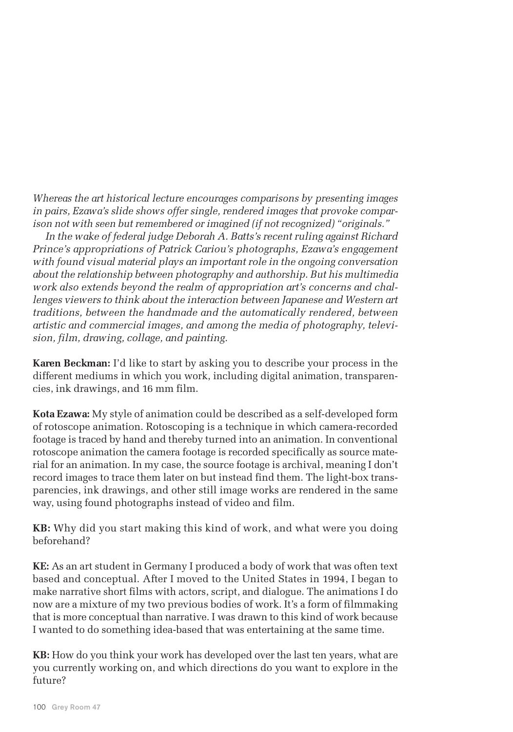*Whereas the art historical lecture encourages comparisons by presenting images in pairs, Ezawa's slide shows offer single, rendered images that provoke comparison not with seen but remembered or imagined (if not recognized) "originals."*

*In the wake of federal judge Deborah A. Batts's recent ruling against Richard Prince's appropriations of Patrick Cariou's photographs, Ezawa's engagement with found visual material plays an important role in the ongoing conversation about the relationship between photography and authorship. But his multimedia work also extends beyond the realm of appropriation art's concerns and challenges viewers to think about the interaction between Japanese and Western art traditions, between the handmade and the automatically rendered, between artistic and commercial images, and among the media of photography, television, film, drawing, collage, and painting.*

**Karen Beckman:** I'd like to start by asking you to describe your process in the different mediums in which you work, including digital animation, transparencies, ink drawings, and 16 mm film.

**Kota Ezawa:** My style of animation could be described as a self-developed form of rotoscope animation. Rotoscoping is a technique in which camera-recorded footage is traced by hand and thereby turned into an animation. In conventional rotoscope animation the camera footage is recorded specifically as source material for an animation. In my case, the source footage is archival, meaning I don't record images to trace them later on but instead find them. The light-box transparencies, ink drawings, and other still image works are rendered in the same way, using found photographs instead of video and film.

**KB:** Why did you start making this kind of work, and what were you doing beforehand?

**KE:** As an art student in Germany I produced a body of work that was often text based and conceptual. After I moved to the United States in 1994, I began to make narrative short films with actors, script, and dialogue. The animations I do now are a mixture of my two previous bodies of work. It's a form of filmmaking that is more conceptual than narrative. I was drawn to this kind of work because I wanted to do something idea-based that was entertaining at the same time.

**KB:** How do you think your work has developed over the last ten years, what are you currently working on, and which directions do you want to explore in the future?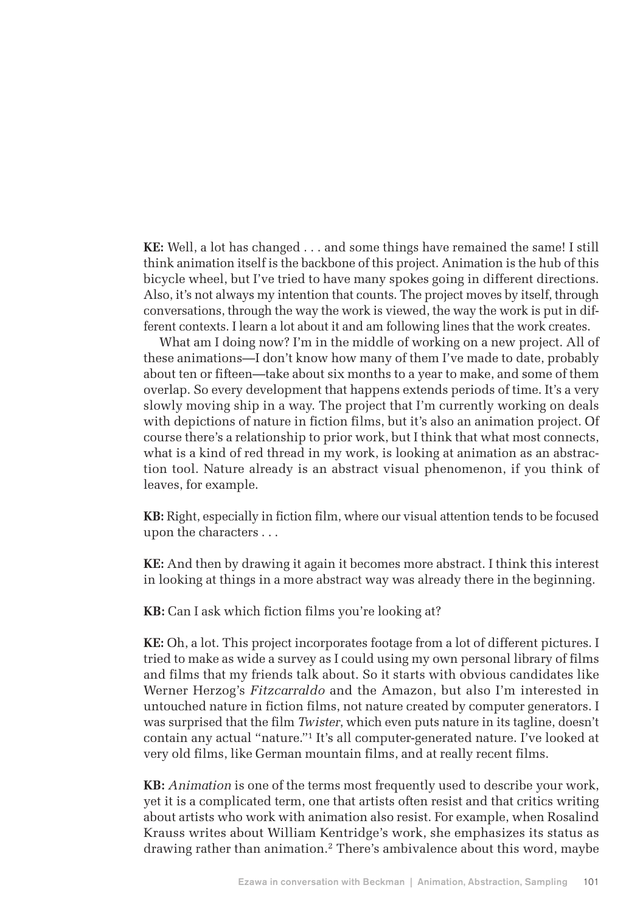**KE:** Well, a lot has changed . . . and some things have remained the same! I still think animation itself is the backbone of this project. Animation is the hub of this bicycle wheel, but I've tried to have many spokes going in different directions. Also, it's not always my intention that counts. The project moves by itself, through conversations, through the way the work is viewed, the way the work is put in different contexts. I learn a lot about it and am following lines that the work creates.

What am I doing now? I'm in the middle of working on a new project. All of these animations—I don't know how many of them I've made to date, probably about ten or fifteen—take about six months to a year to make, and some of them overlap. So every development that happens extends periods of time. It's a very slowly moving ship in a way. The project that I'm currently working on deals with depictions of nature in fiction films, but it's also an animation project. Of course there's a relationship to prior work, but I think that what most connects, what is a kind of red thread in my work, is looking at animation as an abstraction tool. Nature already is an abstract visual phenomenon, if you think of leaves, for example.

**KB:** Right, especially in fiction film, where our visual attention tends to be focused upon the characters . . .

**KE:** And then by drawing it again it becomes more abstract. I think this interest in looking at things in a more abstract way was already there in the beginning.

**KB:** Can I ask which fiction films you're looking at?

**KE:** Oh, a lot. This project incorporates footage from a lot of different pictures. I tried to make as wide a survey as I could using my own personal library of films and films that my friends talk about. So it starts with obvious candidates like Werner Herzog's *Fitzcarraldo* and the Amazon, but also I'm interested in untouched nature in fiction films, not nature created by computer generators. I was surprised that the film *Twister*, which even puts nature in its tagline, doesn't contain any actual "nature."[1] It's all computer-generated nature. I've looked at very old films, like German mountain films, and at really recent films.

**KB:** *Animation* is one of the terms most frequently used to describe your work, yet it is a complicated term, one that artists often resist and that critics writing about artists who work with animation also resist. For example, when Rosalind Krauss writes about William Kentridge's work, she emphasizes its status as drawing rather than animation.[2] There's ambivalence about this word, maybe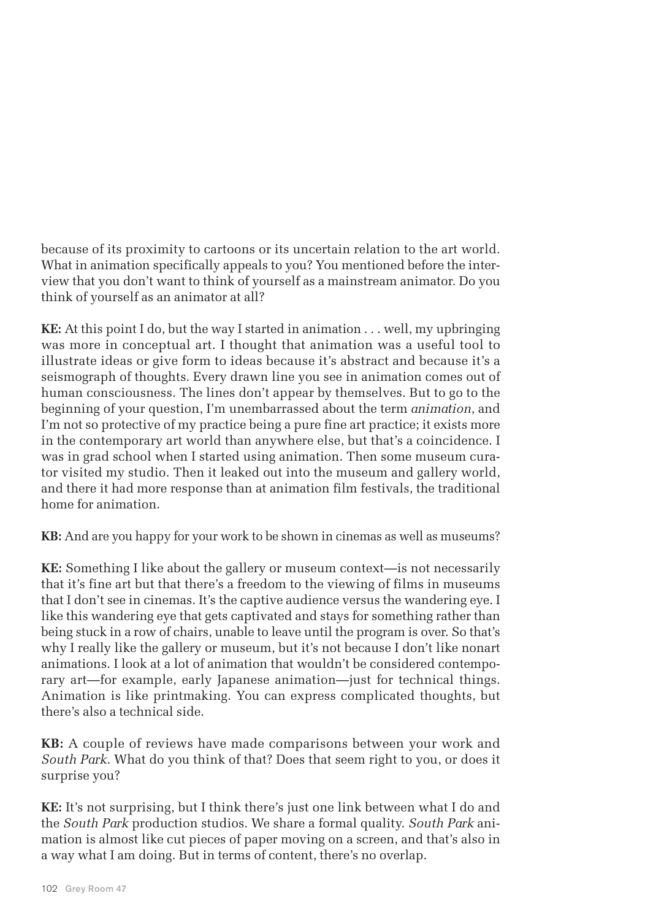because of its proximity to cartoons or its uncertain relation to the art world. What in animation specifically appeals to you? You mentioned before the interview that you don't want to think of yourself as a mainstream animator. Do you think of yourself as an animator at all?

**KE:** At this point I do, but the way I started in animation . . . well, my upbringing was more in conceptual art. I thought that animation was a useful tool to illustrate ideas or give form to ideas because it's abstract and because it's a seismograph of thoughts. Every drawn line you see in animation comes out of human consciousness. The lines don't appear by themselves. But to go to the beginning of your question, I'm unembarrassed about the term *animation*, and I'm not so protective of my practice being a pure fine art practice; it exists more in the contemporary art world than anywhere else, but that's a coincidence. I was in grad school when I started using animation. Then some museum curator visited my studio. Then it leaked out into the museum and gallery world, and there it had more response than at animation film festivals, the traditional home for animation.

**KB:** And are you happy for your work to be shown in cinemas as well as museums?

**KE:** Something I like about the gallery or museum context—is not necessarily that it's fine art but that there's a freedom to the viewing of films in museums that I don't see in cinemas. It's the captive audience versus the wandering eye. I like this wandering eye that gets captivated and stays for something rather than being stuck in a row of chairs, unable to leave until the program is over. So that's why I really like the gallery or museum, but it's not because I don't like nonart animations. I look at a lot of animation that wouldn't be considered contemporary art—for example, early Japanese animation—just for technical things. Animation is like printmaking. You can express complicated thoughts, but there's also a technical side.

**KB:** A couple of reviews have made comparisons between your work and *South Park*. What do you think of that? Does that seem right to you, or does it surprise you?

**KE:** It's not surprising, but I think there's just one link between what I do and the *South Park* production studios. We share a formal quality. *South Park* animation is almost like cut pieces of paper moving on a screen, and that's also in a way what I am doing. But in terms of content, there's no overlap.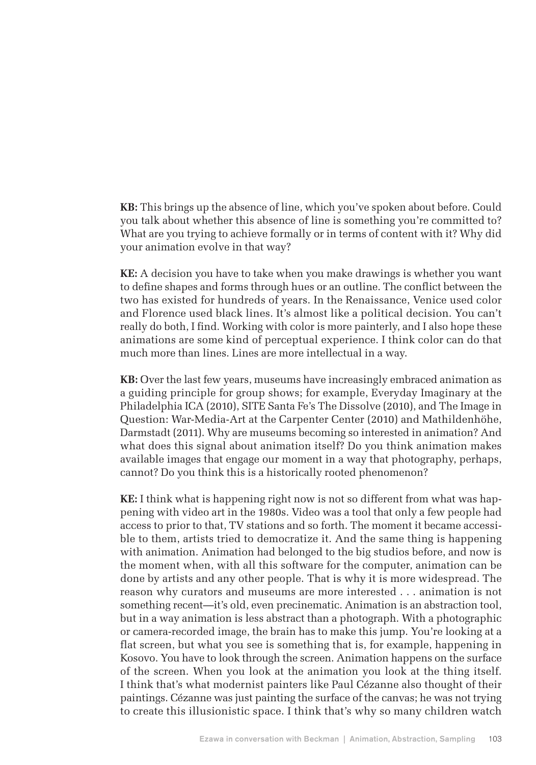**KB:** This brings up the absence of line, which you've spoken about before. Could you talk about whether this absence of line is something you're committed to? What are you trying to achieve formally or in terms of content with it? Why did your animation evolve in that way?

**KE:** A decision you have to take when you make drawings is whether you want to define shapes and forms through hues or an outline. The conflict between the two has existed for hundreds of years. In the Renaissance, Venice used color and Florence used black lines. It's almost like a political decision. You can't really do both, I find. Working with color is more painterly, and I also hope these animations are some kind of perceptual experience. I think color can do that much more than lines. Lines are more intellectual in a way.

**KB:** Over the last few years, museums have increasingly embraced animation as a guiding principle for group shows; for example, Everyday Imaginary at the Philadelphia ICA (2010), SITE Santa Fe's The Dissolve (2010), and The Image in Question: War-Media-Art at the Carpenter Center (2010) and Mathildenhöhe, Darmstadt (2011). Why are museums becoming so interested in animation? And what does this signal about animation itself? Do you think animation makes available images that engage our moment in a way that photography, perhaps, cannot? Do you think this is a historically rooted phenomenon?

**KE:** I think what is happening right now is not so different from what was happening with video art in the 1980s. Video was a tool that only a few people had access to prior to that, TV stations and so forth. The moment it became accessible to them, artists tried to democratize it. And the same thing is happening with animation. Animation had belonged to the big studios before, and now is the moment when, with all this software for the computer, animation can be done by artists and any other people. That is why it is more widespread. The reason why curators and museums are more interested . . . animation is not something recent—it's old, even precinematic. Animation is an abstraction tool, but in a way animation is less abstract than a photograph. With a photographic or camera-recorded image, the brain has to make this jump. You're looking at a flat screen, but what you see is something that is, for example, happening in Kosovo. You have to look through the screen. Animation happens on the surface of the screen. When you look at the animation you look at the thing itself. I think that's what modernist painters like Paul Cézanne also thought of their paintings. Cézanne was just painting the surface of the canvas; he was not trying to create this illusionistic space. I think that's why so many children watch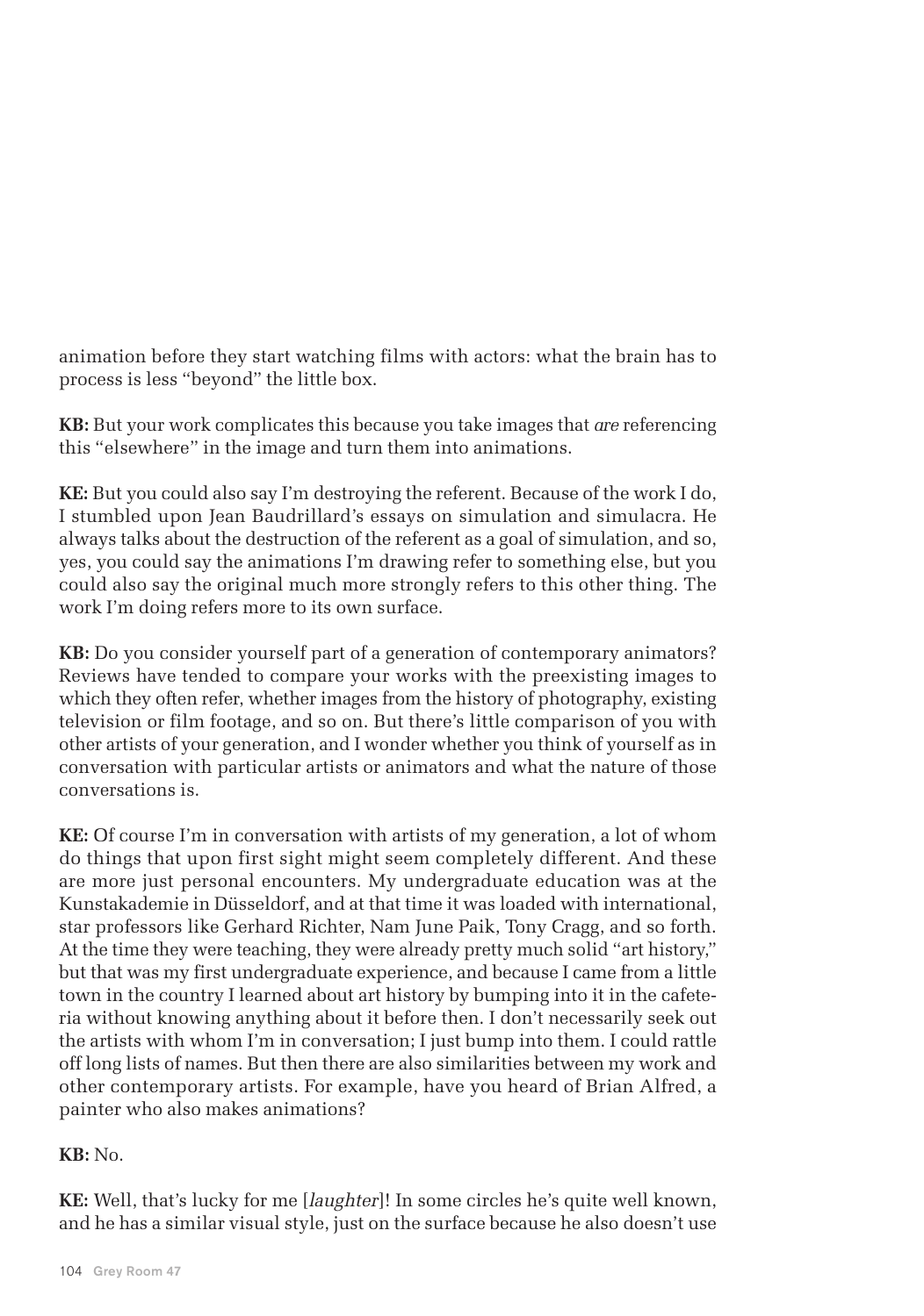animation before they start watching films with actors: what the brain has to process is less "beyond" the little box.

**KB:** But your work complicates this because you take images that *are* referencing this "elsewhere" in the image and turn them into animations.

**KE:** But you could also say I'm destroying the referent. Because of the work I do, I stumbled upon Jean Baudrillard's essays on simulation and simulacra. He always talks about the destruction of the referent as a goal of simulation, and so, yes, you could say the animations I'm drawing refer to something else, but you could also say the original much more strongly refers to this other thing. The work I'm doing refers more to its own surface.

**KB:** Do you consider yourself part of a generation of contemporary animators? Reviews have tended to compare your works with the preexisting images to which they often refer, whether images from the history of photography, existing television or film footage, and so on. But there's little comparison of you with other artists of your generation, and I wonder whether you think of yourself as in conversation with particular artists or animators and what the nature of those conversations is.

**KE:** Of course I'm in conversation with artists of my generation, a lot of whom do things that upon first sight might seem completely different. And these are more just personal encounters. My undergraduate education was at the Kunstakademie in Düsseldorf, and at that time it was loaded with international, star professors like Gerhard Richter, Nam June Paik, Tony Cragg, and so forth. At the time they were teaching, they were already pretty much solid "art history," but that was my first undergraduate experience, and because I came from a little town in the country I learned about art history by bumping into it in the cafeteria without knowing anything about it before then. I don't necessarily seek out the artists with whom I'm in conversation; I just bump into them. I could rattle off long lists of names. But then there are also similarities between my work and other contemporary artists. For example, have you heard of Brian Alfred, a painter who also makes animations?

**KB:** No.

**KE:** Well, that's lucky for me [*laughter*]! In some circles he's quite well known, and he has a similar visual style, just on the surface because he also doesn't use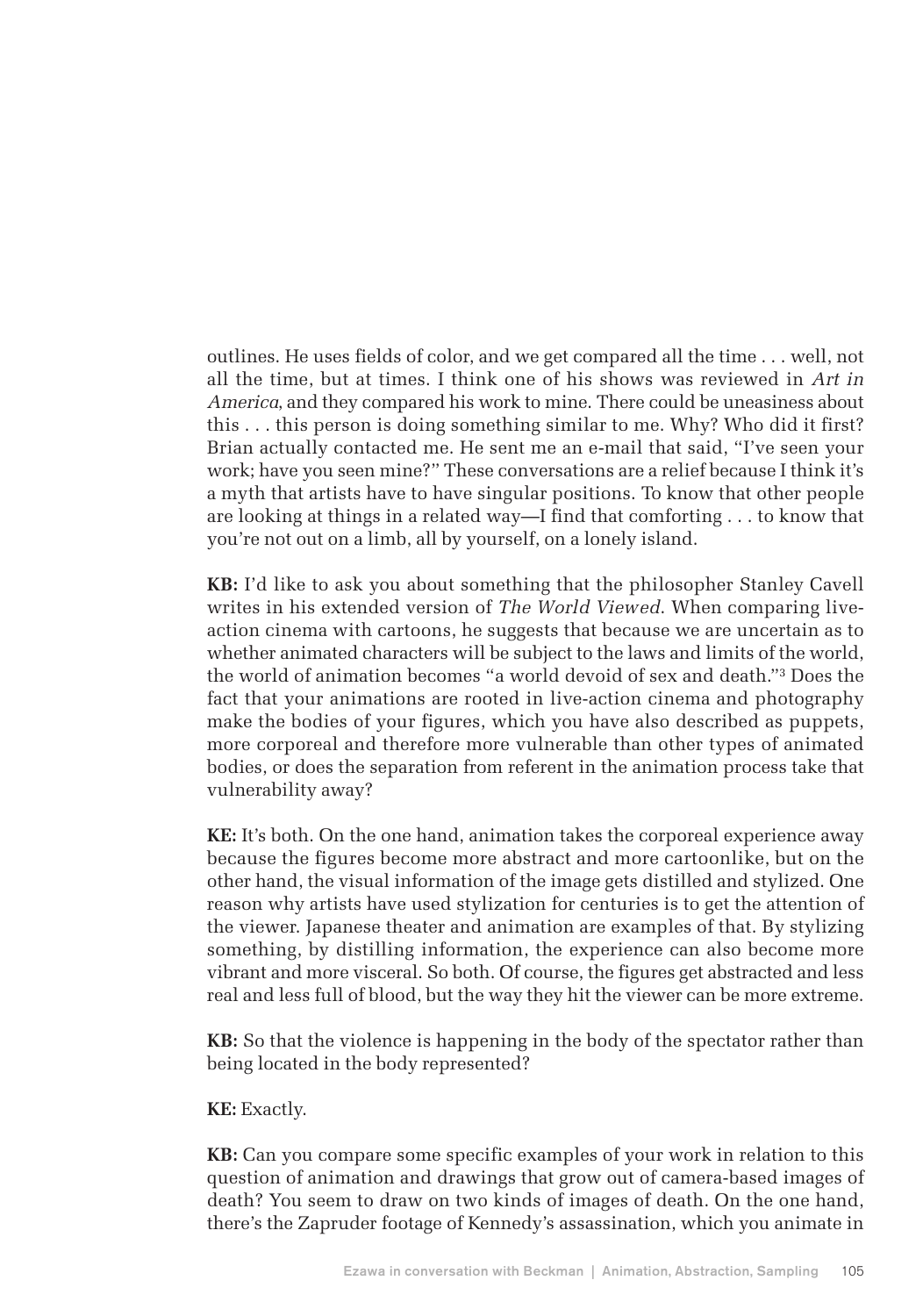outlines. He uses fields of color, and we get compared all the time . . . well, not all the time, but at times. I think one of his shows was reviewed in *Art in America*, and they compared his work to mine. There could be uneasiness about this . . . this person is doing something similar to me. Why? Who did it first? Brian actually contacted me. He sent me an e-mail that said, "I've seen your work; have you seen mine?" These conversations are a relief because I think it's a myth that artists have to have singular positions. To know that other people are looking at things in a related way—I find that comforting . . . to know that you're not out on a limb, all by yourself, on a lonely island.

**KB:** I'd like to ask you about something that the philosopher Stanley Cavell writes in his extended version of *The World Viewed*. When comparing live-action cinema with cartoons, he suggests that because we are uncertain as to whether animated characters will be subject to the laws and limits of the world, the world of animation becomes "a world devoid of sex and death."[3] Does the fact that your animations are rooted in live-action cinema and photography make the bodies of your figures, which you have also described as puppets, more corporeal and therefore more vulnerable than other types of animated bodies, or does the separation from referent in the animation process take that vulnerability away?

**KE:** It's both. On the one hand, animation takes the corporeal experience away because the figures become more abstract and more cartoonlike, but on the other hand, the visual information of the image gets distilled and stylized. One reason why artists have used stylization for centuries is to get the attention of the viewer. Japanese theater and animation are examples of that. By stylizing something, by distilling information, the experience can also become more vibrant and more visceral. So both. Of course, the figures get abstracted and less real and less full of blood, but the way they hit the viewer can be more extreme.

**KB:** So that the violence is happening in the body of the spectator rather than being located in the body represented?

**KE:** Exactly.

**KB:** Can you compare some specific examples of your work in relation to this question of animation and drawings that grow out of camera-based images of death? You seem to draw on two kinds of images of death. On the one hand, there's the Zapruder footage of Kennedy's assassination, which you animate in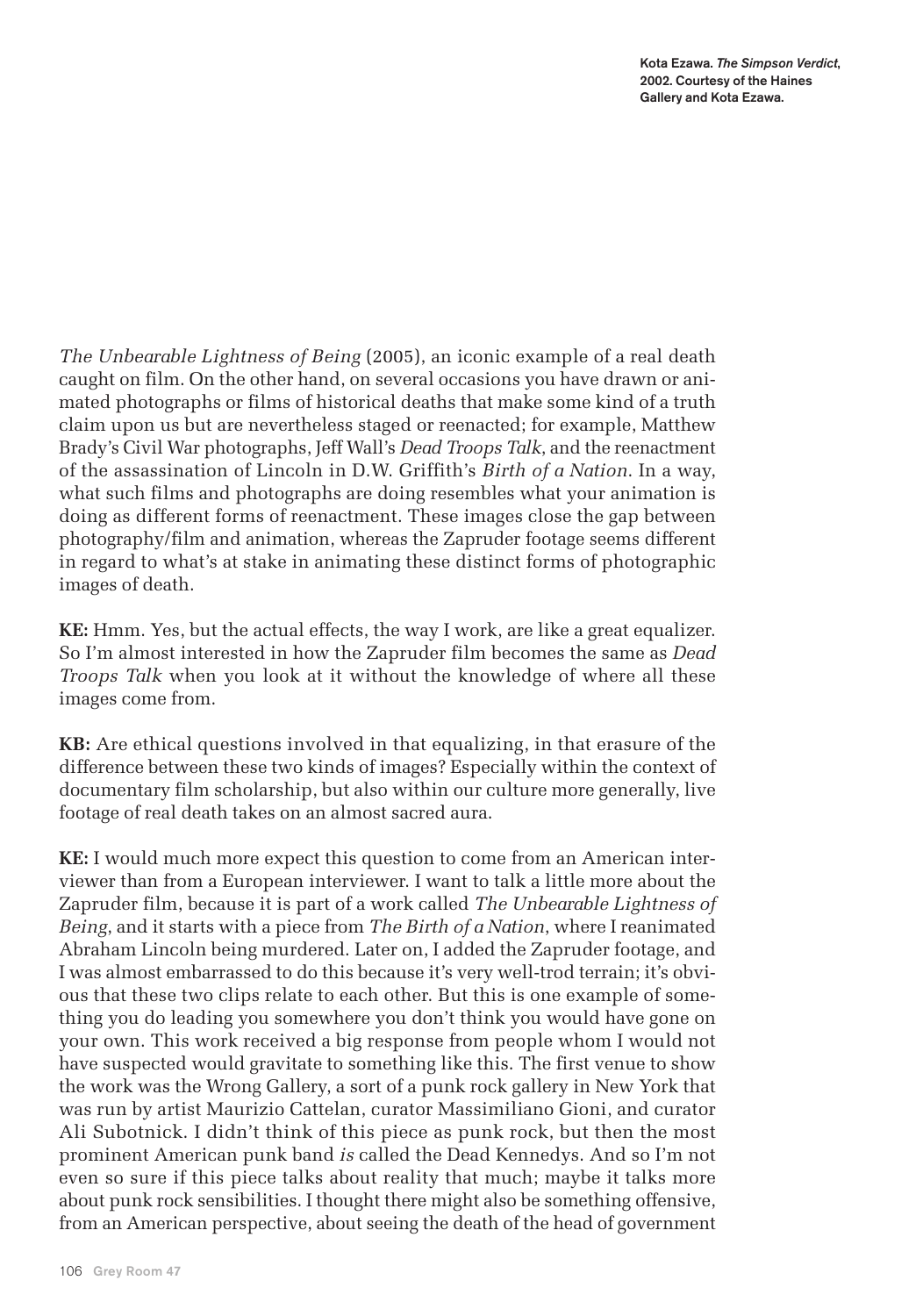Kota Ezawa. *The Simpson Verdict*, 2002. Courtesy of the Haines Gallery and Kota Ezawa.

*The Unbearable Lightness of Being* (2005), an iconic example of a real death caught on film. On the other hand, on several occasions you have drawn or animated photographs or films of historical deaths that make some kind of a truth claim upon us but are nevertheless staged or reenacted; for example, Matthew Brady's Civil War photographs, Jeff Wall's *Dead Troops Talk*, and the reenactment of the assassination of Lincoln in D.W. Griffith's *Birth of a Nation*. In a way, what such films and photographs are doing resembles what your animation is doing as different forms of reenactment. These images close the gap between photography/film and animation, whereas the Zapruder footage seems different in regard to what's at stake in animating these distinct forms of photographic images of death.

**KE:** Hmm. Yes, but the actual effects, the way I work, are like a great equalizer. So I'm almost interested in how the Zapruder film becomes the same as *Dead Troops Talk* when you look at it without the knowledge of where all these images come from.

**KB:** Are ethical questions involved in that equalizing, in that erasure of the difference between these two kinds of images? Especially within the context of documentary film scholarship, but also within our culture more generally, live footage of real death takes on an almost sacred aura.

**KE:** I would much more expect this question to come from an American interviewer than from a European interviewer. I want to talk a little more about the Zapruder film, because it is part of a work called *The Unbearable Lightness of Being*, and it starts with a piece from *The Birth of a Nation*, where I reanimated Abraham Lincoln being murdered. Later on, I added the Zapruder footage, and I was almost embarrassed to do this because it's very well-trod terrain; it's obvious that these two clips relate to each other. But this is one example of something you do leading you somewhere you don't think you would have gone on your own. This work received a big response from people whom I would not have suspected would gravitate to something like this. The first venue to show the work was the Wrong Gallery, a sort of a punk rock gallery in New York that was run by artist Maurizio Cattelan, curator Massimiliano Gioni, and curator Ali Subotnick. I didn't think of this piece as punk rock, but then the most prominent American punk band *is* called the Dead Kennedys. And so I'm not even so sure if this piece talks about reality that much; maybe it talks more about punk rock sensibilities. I thought there might also be something offensive, from an American perspective, about seeing the death of the head of government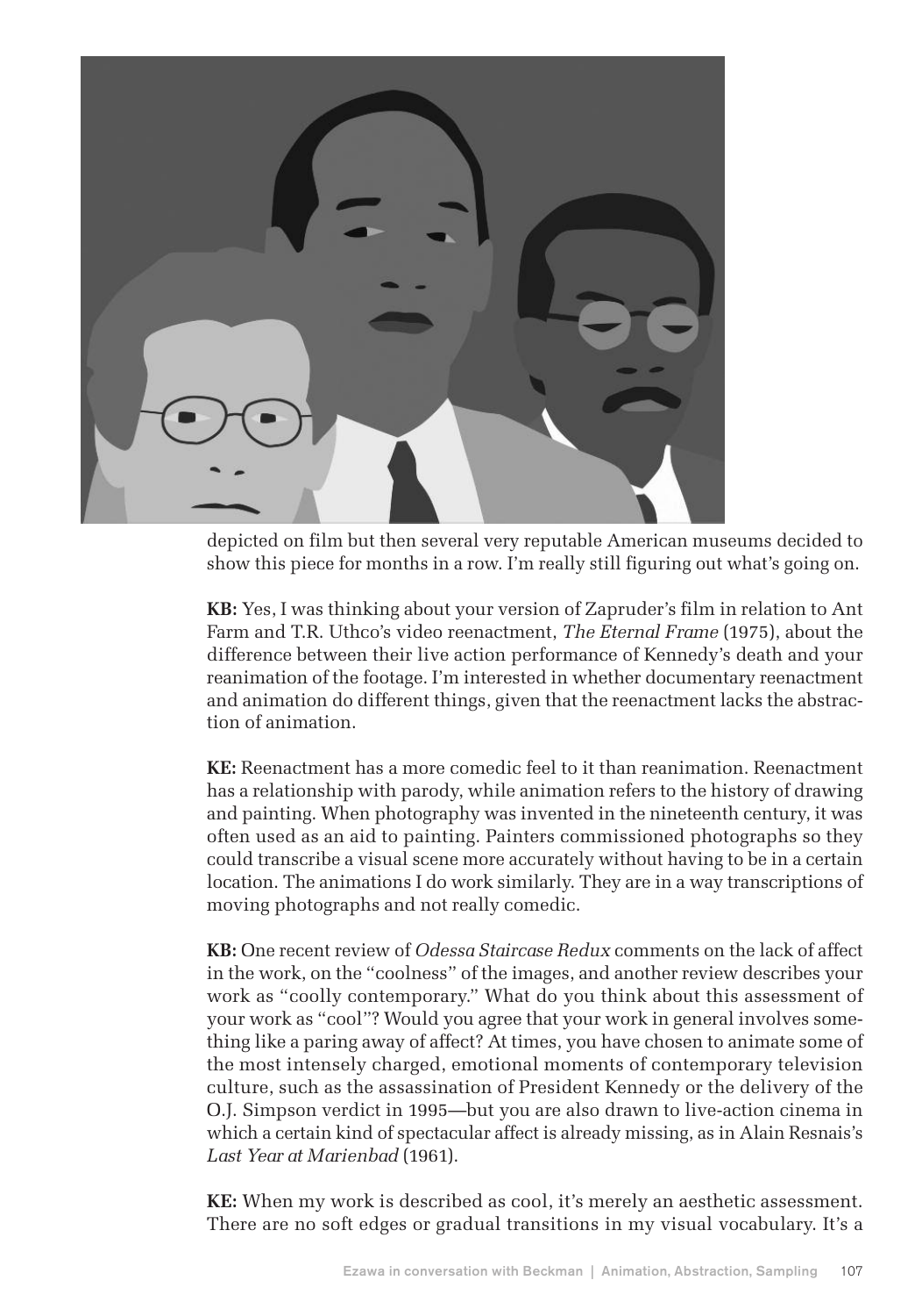depicted on film but then several very reputable American museums decided to show this piece for months in a row. I'm really still figuring out what's going on.

**KB:** Yes, I was thinking about your version of Zapruder's film in relation to Ant Farm and T.R. Uthco's video reenactment, *The Eternal Frame* (1975), about the difference between their live action performance of Kennedy's death and your reanimation of the footage. I'm interested in whether documentary reenactment and animation do different things, given that the reenactment lacks the abstraction of animation.

**KE:** Reenactment has a more comedic feel to it than reanimation. Reenactment has a relationship with parody, while animation refers to the history of drawing and painting. When photography was invented in the nineteenth century, it was often used as an aid to painting. Painters commissioned photographs so they could transcribe a visual scene more accurately without having to be in a certain location. The animations I do work similarly. They are in a way transcriptions of moving photographs and not really comedic.

**KB:** One recent review of *Odessa Staircase Redux* comments on the lack of affect in the work, on the "coolness" of the images, and another review describes your work as "coolly contemporary." What do you think about this assessment of your work as "cool"? Would you agree that your work in general involves something like a paring away of affect? At times, you have chosen to animate some of the most intensely charged, emotional moments of contemporary television culture, such as the assassination of President Kennedy or the delivery of the O.J. Simpson verdict in 1995—but you are also drawn to live-action cinema in which a certain kind of spectacular affect is already missing, as in Alain Resnais's *Last Year at Marienbad* (1961).

**KE:** When my work is described as cool, it's merely an aesthetic assessment. There are no soft edges or gradual transitions in my visual vocabulary. It's a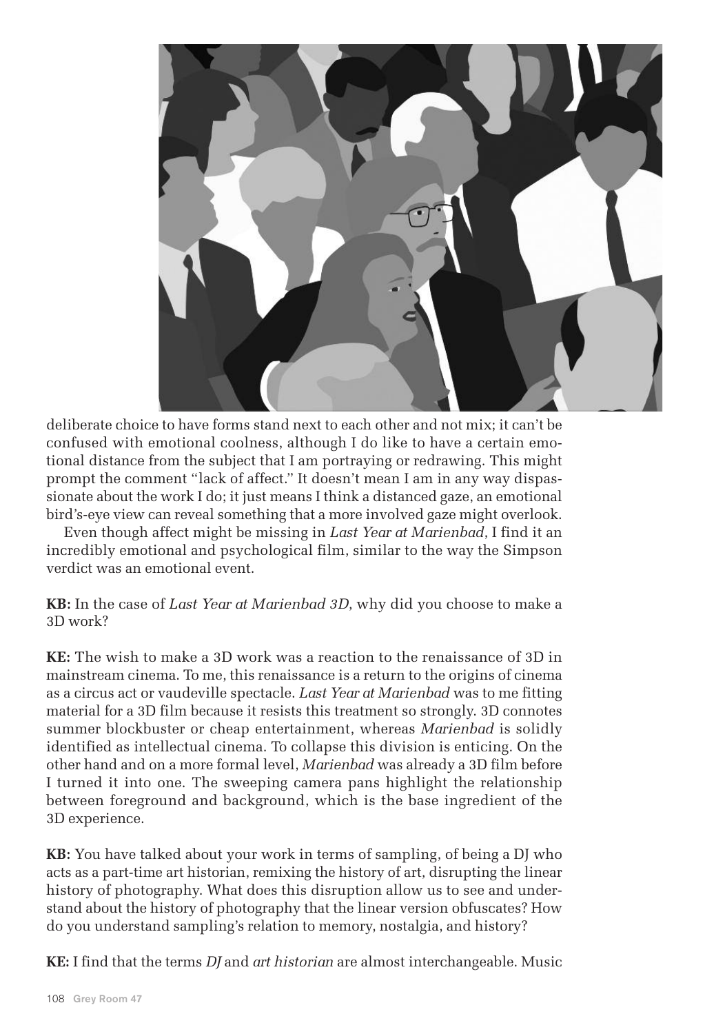deliberate choice to have forms stand next to each other and not mix; it can't be confused with emotional coolness, although I do like to have a certain emotional distance from the subject that I am portraying or redrawing. This might prompt the comment "lack of affect." It doesn't mean I am in any way dispassionate about the work I do; it just means I think a distanced gaze, an emotional bird's-eye view can reveal something that a more involved gaze might overlook.

Even though affect might be missing in *Last Year at Marienbad*, I find it an incredibly emotional and psychological film, similar to the way the Simpson verdict was an emotional event.

**KB:** In the case of *Last Year at Marienbad 3D*, why did you choose to make a 3D work?

**KE:** The wish to make a 3D work was a reaction to the renaissance of 3D in mainstream cinema. To me, this renaissance is a return to the origins of cinema as a circus act or vaudeville spectacle. *Last Year at Marienbad* was to me fitting material for a 3D film because it resists this treatment so strongly. 3D connotes summer blockbuster or cheap entertainment, whereas *Marienbad* is solidly identified as intellectual cinema. To collapse this division is enticing. On the other hand and on a more formal level, *Marienbad* was already a 3D film before I turned it into one. The sweeping camera pans highlight the relationship between foreground and background, which is the base ingredient of the 3D experience.

**KB:** You have talked about your work in terms of sampling, of being a DJ who acts as a part-time art historian, remixing the history of art, disrupting the linear history of photography. What does this disruption allow us to see and understand about the history of photography that the linear version obfuscates? How do you understand sampling's relation to memory, nostalgia, and history?

**KE:** I find that the terms *DJ* and *art historian* are almost interchangeable. Music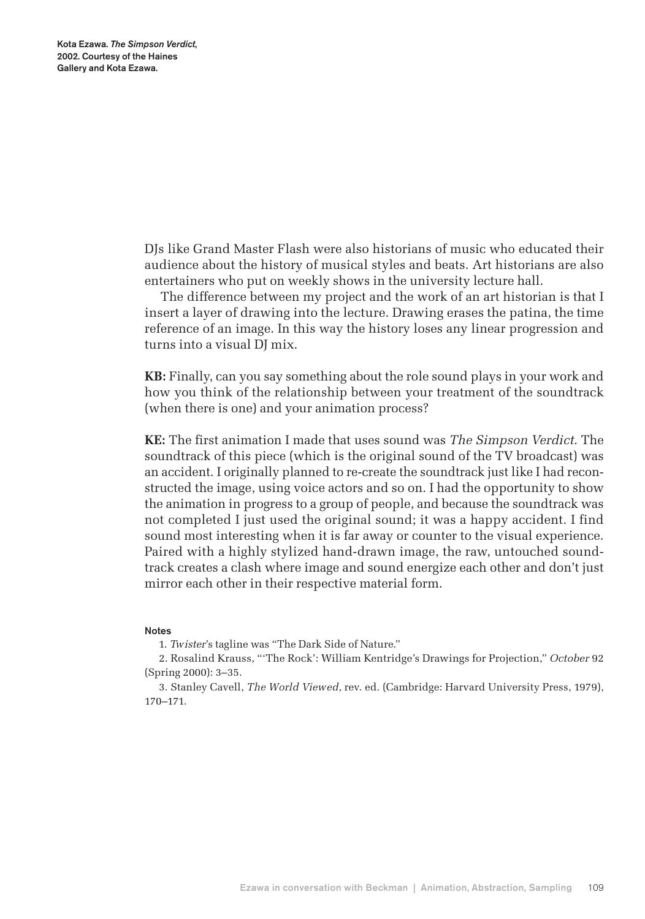Kota Ezawa. *The Simpson Verdict*, 2002. Courtesy of the Haines Gallery and Kota Ezawa.

DJs like Grand Master Flash were also historians of music who educated their audience about the history of musical styles and beats. Art historians are also entertainers who put on weekly shows in the university lecture hall.

The difference between my project and the work of an art historian is that I insert a layer of drawing into the lecture. Drawing erases the patina, the time reference of an image. In this way the history loses any linear progression and turns into a visual DJ mix.

**KB:** Finally, can you say something about the role sound plays in your work and how you think of the relationship between your treatment of the soundtrack (when there is one) and your animation process?

**KE:** The first animation I made that uses sound was *The Simpson Verdict*. The soundtrack of this piece (which is the original sound of the TV broadcast) was an accident. I originally planned to re-create the soundtrack just like I had reconstructed the image, using voice actors and so on. I had the opportunity to show the animation in progress to a group of people, and because the soundtrack was not completed I just used the original sound; it was a happy accident. I find sound most interesting when it is far away or counter to the visual experience. Paired with a highly stylized hand-drawn image, the raw, untouched soundtrack creates a clash where image and sound energize each other and don't just mirror each other in their respective material form.

**Notes**

1. *Twister*'s tagline was "The Dark Side of Nature."

2. Rosalind Krauss, "'The Rock': William Kentridge's Drawings for Projection," *October* 92 (Spring 2000): 3–35.

3. Stanley Cavell, *The World Viewed*, rev. ed. (Cambridge: Harvard University Press, 1979), 170–171.